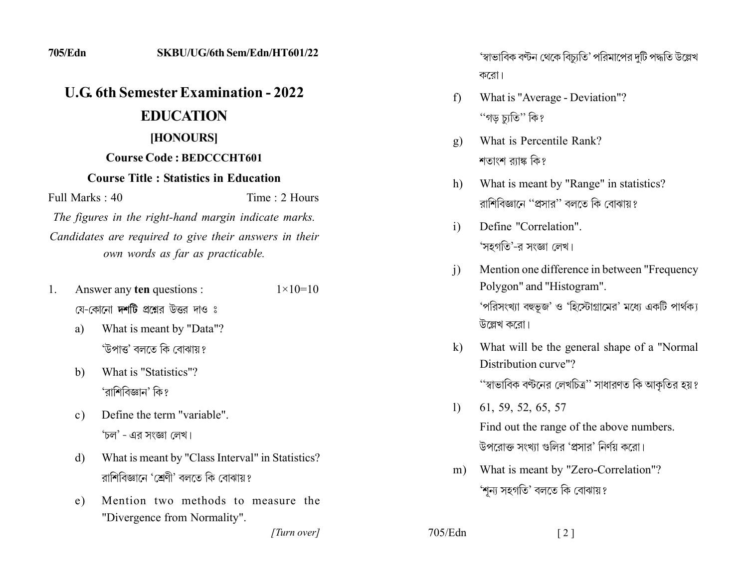705/Edn SKBU/UG/6th Sem/Edn/HT601/22

# U.G. 6th Semester Examination - 2022

## EDUCATION

### [HONOURS]

**Course Code : BEDCCCHT601**

**Course Title : Statistics in Education**

Full Marks : 40 Time : 2 Hours

*The figures in the right-hand margin indicate marks.*

*Candidates are required to give their answers in their own words as far as practicable.*

1. Answer any **ten** questions : 1×10=10

   যে-কোনো **দশটি** প্রশ্নের উত্তর দাও ঃ

   a) What is meant by "Data"?
   'উপাত্ত' বলতে কি বোঝায়?

   b) What is "Statistics"?
   'রাশিবিজ্ঞান' কি?

   c) Define the term "variable".
   'চল' - এর সংজ্ঞা লেখ।

   d) What is meant by "Class Interval" in Statistics?
   রাশিবিজ্ঞানে 'শ্রেণী' বলতে কি বোঝায়?

   e) Mention two methods to measure the "Divergence from Normality".
   'স্বাভাবিক বণ্টন থেকে বিচ্যুতি' পরিমাপের দুটি পদ্ধতি উল্লেখ করো।

   f) What is "Average - Deviation"?
   "গড় চ্যুতি" কি?

   g) What is Percentile Rank?
   শতাংশ র‍্যাঙ্ক কি?

   h) What is meant by "Range" in statistics?
   রাশিবিজ্ঞানে "প্রসার" বলতে কি বোঝায়?

   i) Define "Correlation".
   'সহগতি'-র সংজ্ঞা লেখ।

   j) Mention one difference in between "Frequency Polygon" and "Histogram".
   'পরিসংখ্যা বহুভূজ' ও 'হিস্টোগ্রামের' মধ্যে একটি পার্থক্য উল্লেখ করো।

   k) What will be the general shape of a "Normal Distribution curve"?
   "স্বাভাবিক বণ্টনের লেখচিত্র" সাধারণত কি আকৃতির হয়?

   l) 61, 59, 52, 65, 57
   Find out the range of the above numbers.
   উপরোক্ত সংখ্যা গুলির 'প্রসার' নির্ণয় করো।

   m) What is meant by "Zero-Correlation"?
   'শূন্য সহগতি' বলতে কি বোঝায়?

[Turn over]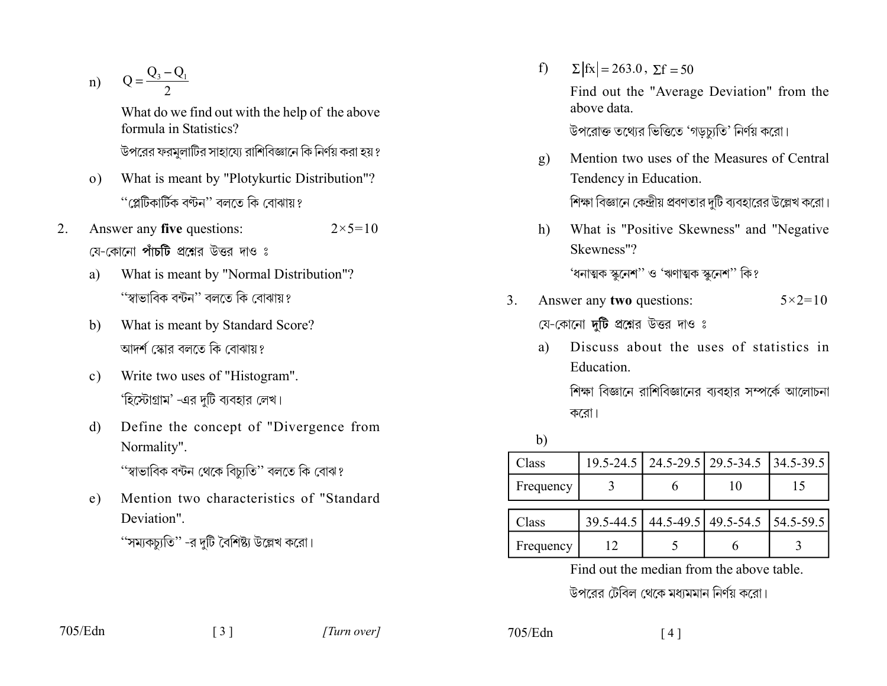n) $Q = \frac{Q_3 - Q_1}{2}$

What do we find out with the help of the above formula in Statistics?

উপরের ফরমুলাটির সাহায্যে রাশিবিজ্ঞানে কি নির্ণয় করা হয়?

o) What is meant by "Plotykurtic Distribution"?

"প্লেটিকার্টিক বন্টন" বলতে কি বোঝায়?

2. Answer any **five** questions: $2 \times 5 = 10$

যে-কোনো **পাঁচটি** প্রশ্নের উত্তর দাও ঃ

a) What is meant by "Normal Distribution"?

"স্বাভাবিক বন্টন" বলতে কি বোঝায়?

b) What is meant by Standard Score?

আদর্শ স্কোর বলতে কি বোঝায়?

c) Write two uses of "Histogram".

'হিস্টোগ্রাম' -এর দুটি ব্যবহার লেখ।

d) Define the concept of "Divergence from Normality".

"স্বাভাবিক বন্টন থেকে বিচ্যুতি" বলতে কি বোঝ?

e) Mention two characteristics of "Standard Deviation".

"সম্যকচ্যুতি" -র দুটি বৈশিষ্ট্য উল্লেখ করো।

f) $\Sigma|fx| = 263.0$, $\Sigma f = 50$

Find out the "Average Deviation" from the above data.

উপরোক্ত তথ্যের ভিত্তিতে 'গড়চ্যুতি' নির্ণয় করো।

g) Mention two uses of the Measures of Central Tendency in Education.

শিক্ষা বিজ্ঞানে কেন্দ্রীয় প্রবণতার দুটি ব্যবহারের উল্লেখ করো।

h) What is "Positive Skewness" and "Negative Skewness"?

'ধনাত্মক স্কুনেশ" ও 'ঋণাত্মক স্কুনেশ" কি?

3. Answer any **two** questions: $5 \times 2 = 10$

যে-কোনো **দুটি** প্রশ্নের উত্তর দাও ঃ

a) Discuss about the uses of statistics in Education.

শিক্ষা বিজ্ঞানে রাশিবিজ্ঞানের ব্যবহার সম্পর্কে আলোচনা করো।

b)

| Class | 19.5-24.5 | 24.5-29.5 | 29.5-34.5 | 34.5-39.5 |
|---|---|---|---|---|
| Frequency | 3 | 6 | 10 | 15 |

| Class | 39.5-44.5 | 44.5-49.5 | 49.5-54.5 | 54.5-59.5 |
|---|---|---|---|---|
| Frequency | 12 | 5 | 6 | 3 |

Find out the median from the above table.

উপরের টেবিল থেকে মধ্যমমান নির্ণয় করো।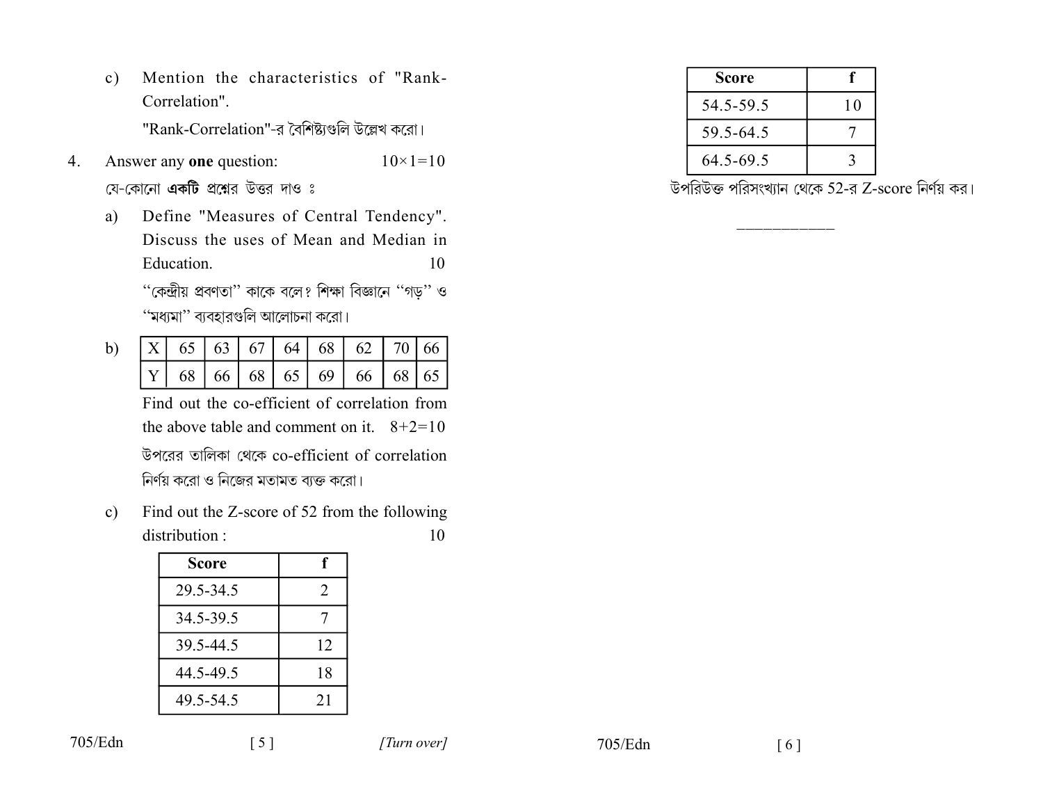c) Mention the characteristics of "Rank-Correlation".

"Rank-Correlation"-র বৈশিষ্ট্যগুলি উল্লেখ করো।

4. Answer any **one** question: $10\times1=10$

যে-কোনো **একটি** প্রশ্নের উত্তর দাও ঃ

a) Define "Measures of Central Tendency". Discuss the uses of Mean and Median in Education. 10

"কেন্দ্রীয় প্রবণতা" কাকে বলে? শিক্ষা বিজ্ঞানে "গড়" ও "মধ্যমা" ব্যবহারগুলি আলোচনা করো।

b)

| | | | | | | | | |
|---|---|---|---|---|---|---|---|---|
| X | 65 | 63 | 67 | 64 | 68 | 62 | 70 | 66 |
| Y | 68 | 66 | 68 | 65 | 69 | 66 | 68 | 65 |

Find out the co-efficient of correlation from the above table and comment on it. $8+2=10$

উপরের তালিকা থেকে co-efficient of correlation নির্ণয় করো ও নিজের মতামত ব্যক্ত করো।

c) Find out the Z-score of 52 from the following distribution : 10

| Score | f |
|---|---|
| 29.5-34.5 | 2 |
| 34.5-39.5 | 7 |
| 39.5-44.5 | 12 |
| 44.5-49.5 | 18 |
| 49.5-54.5 | 21 |
| 54.5-59.5 | 10 |
| 59.5-64.5 | 7 |
| 64.5-69.5 | 3 |

উপরিউক্ত পরিসংখ্যান থেকে 52-র Z-score নির্ণয় কর।